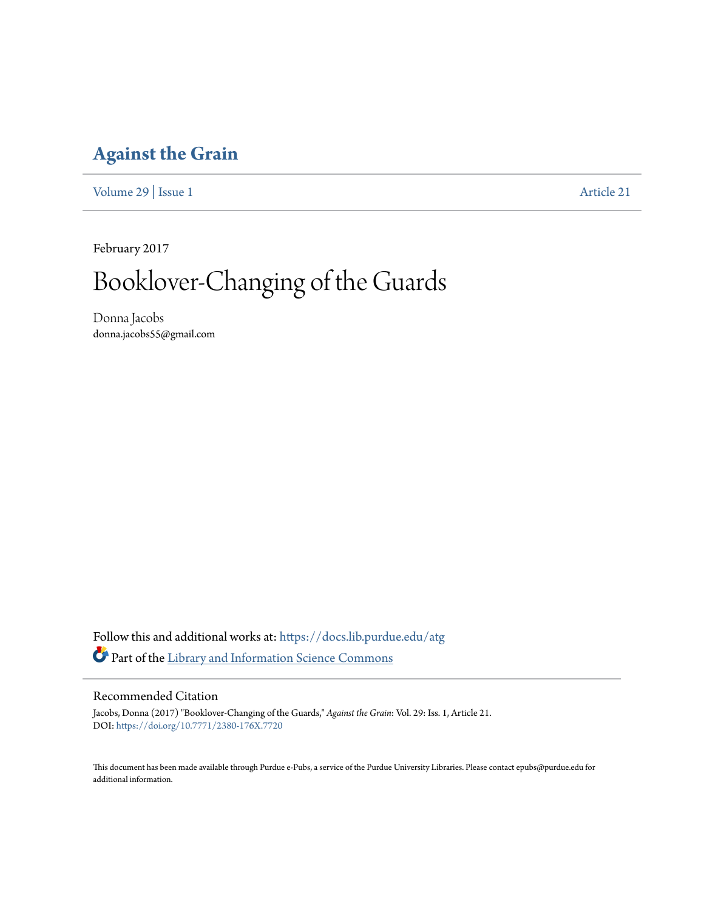# Against the Grain

Volume 29 | Issue 1 Article 21

February 2017

# Booklover-Changing of the Guards

Donna Jacobs
donna.jacobs55@gmail.com

Follow this and additional works at: https://docs.lib.purdue.edu/atg

Part of the Library and Information Science Commons

## Recommended Citation

Jacobs, Donna (2017) "Booklover-Changing of the Guards," *Against the Grain*: Vol. 29: Iss. 1, Article 21.
DOI: https://doi.org/10.7771/2380-176X.7720

This document has been made available through Purdue e-Pubs, a service of the Purdue University Libraries. Please contact epubs@purdue.edu for additional information.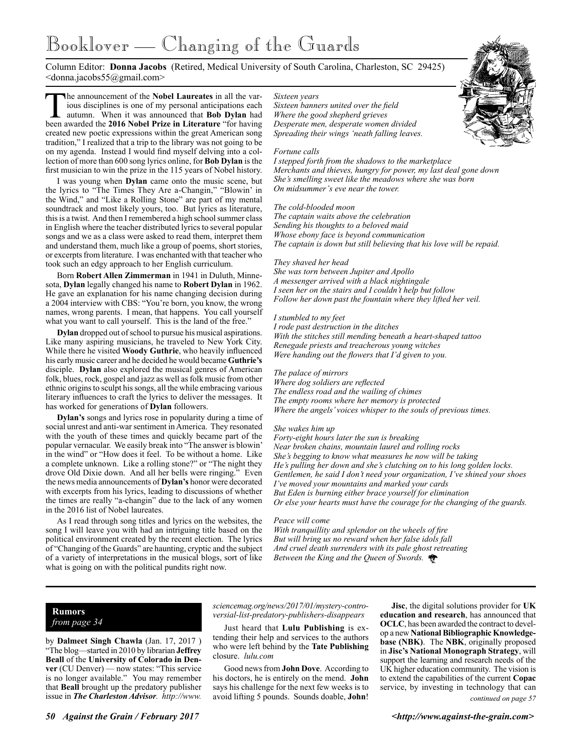# Booklover — Changing of the Guards

Column Editor: **Donna Jacobs** (Retired, Medical University of South Carolina, Charleston, SC 29425) <donna.jacobs55@gmail.com>

The announcement of the **Nobel Laureates** in all the various disciplines is one of my personal anticipations each autumn. When it was announced that **Bob Dylan** had been awarded the **2016 Nobel Prize in Literature** "for having created new poetic expressions within the great American song tradition," I realized that a trip to the library was not going to be on my agenda. Instead I would find myself delving into a collection of more than 600 song lyrics online, for **Bob Dylan** is the first musician to win the prize in the 115 years of Nobel history.

I was young when **Dylan** came onto the music scene, but the lyrics to "The Times They Are a-Changin," "Blowin' in the Wind," and "Like a Rolling Stone" are part of my mental soundtrack and most likely yours, too. But lyrics as literature, this is a twist. And then I remembered a high school summer class in English where the teacher distributed lyrics to several popular songs and we as a class were asked to read them, interpret them and understand them, much like a group of poems, short stories, or excerpts from literature. I was enchanted with that teacher who took such an edgy approach to her English curriculum.

Born **Robert Allen Zimmerman** in 1941 in Duluth, Minnesota, **Dylan** legally changed his name to **Robert Dylan** in 1962. He gave an explanation for his name changing decision during a 2004 interview with CBS: "You're born, you know, the wrong names, wrong parents. I mean, that happens. You call yourself what you want to call yourself. This is the land of the free."

**Dylan** dropped out of school to pursue his musical aspirations. Like many aspiring musicians, he traveled to New York City. While there he visited **Woody Guthrie**, who heavily influenced his early music career and he decided he would became **Guthrie's** disciple. **Dylan** also explored the musical genres of American folk, blues, rock, gospel and jazz as well as folk music from other ethnic origins to sculpt his songs, all the while embracing various literary influences to craft the lyrics to deliver the messages. It has worked for generations of **Dylan** followers.

**Dylan's** songs and lyrics rose in popularity during a time of social unrest and anti-war sentiment in America. They resonated with the youth of these times and quickly became part of the popular vernacular. We easily break into "The answer is blowin' in the wind" or "How does it feel. To be without a home. Like a complete unknown. Like a rolling stone?" or "The night they drove Old Dixie down. And all her bells were ringing." Even the news media announcements of **Dylan's** honor were decorated with excerpts from his lyrics, leading to discussions of whether the times are really "a-changin" due to the lack of any women in the 2016 list of Nobel laureates.

As I read through song titles and lyrics on the websites, the song I will leave you with had an intriguing title based on the political environment created by the recent election. The lyrics of "Changing of the Guards" are haunting, cryptic and the subject of a variety of interpretations in the musical blogs, sort of like what is going on with the political pundits right now.

*Sixteen years*
*Sixteen banners united over the field*
*Where the good shepherd grieves*
*Desperate men, desperate women divided*
*Spreading their wings 'neath falling leaves.*

*Fortune calls*
*I stepped forth from the shadows to the marketplace*
*Merchants and thieves, hungry for power, my last deal gone down*
*She's smelling sweet like the meadows where she was born*
*On midsummer's eve near the tower.*

*The cold-blooded moon*
*The captain waits above the celebration*
*Sending his thoughts to a beloved maid*
*Whose ebony face is beyond communication*
*The captain is down but still believing that his love will be repaid.*

*They shaved her head*
*She was torn between Jupiter and Apollo*
*A messenger arrived with a black nightingale*
*I seen her on the stairs and I couldn't help but follow*
*Follow her down past the fountain where they lifted her veil.*

*I stumbled to my feet*
*I rode past destruction in the ditches*
*With the stitches still mending beneath a heart-shaped tattoo*
*Renegade priests and treacherous young witches*
*Were handing out the flowers that I'd given to you.*

*The palace of mirrors*
*Where dog soldiers are reflected*
*The endless road and the wailing of chimes*
*The empty rooms where her memory is protected*
*Where the angels' voices whisper to the souls of previous times.*

*She wakes him up*
*Forty-eight hours later the sun is breaking*
*Near broken chains, mountain laurel and rolling rocks*
*She's begging to know what measures he now will be taking*
*He's pulling her down and she's clutching on to his long golden locks.*
*Gentlemen, he said I don't need your organization, I've shined your shoes*
*I've moved your mountains and marked your cards*
*But Eden is burning either brace yourself for elimination*
*Or else your hearts must have the courage for the changing of the guards.*

*Peace will come*
*With tranquillity and splendor on the wheels of fire*
*But will bring us no reward when her false idols fall*
*And cruel death surrenders with its pale ghost retreating*
*Between the King and the Queen of Swords.*

---

**Rumors**
*from page 34*

by **Dalmeet Singh Chawla** (Jan. 17, 2017 ) "The blog—started in 2010 by librarian **Jeffrey Beall** of the **University of Colorado in Denver** (CU Denver) — now states: "This service is no longer available." You may remember that **Beall** brought up the predatory publisher issue in ***The Charleston Advisor***. *http://www.sciencemag.org/news/2017/01/mystery-controversial-list-predatory-publishers-disappears*

Just heard that **Lulu Publishing** is extending their help and services to the authors who were left behind by the **Tate Publishing** closure. *lulu.com*

Good news from **John Dove**. According to his doctors, he is entirely on the mend. **John** says his challenge for the next few weeks is to avoid lifting 5 pounds. Sounds doable, **John**!

**Jisc**, the digital solutions provider for **UK education and research**, has announced that **OCLC**, has been awarded the contract to develop a new **National Bibliographic Knowledgebase (NBK)**. The **NBK**, originally proposed in **Jisc's National Monograph Strategy**, will support the learning and research needs of the UK higher education community. The vision is to extend the capabilities of the current **Copac** service, by investing in technology that can

*continued on page 57*